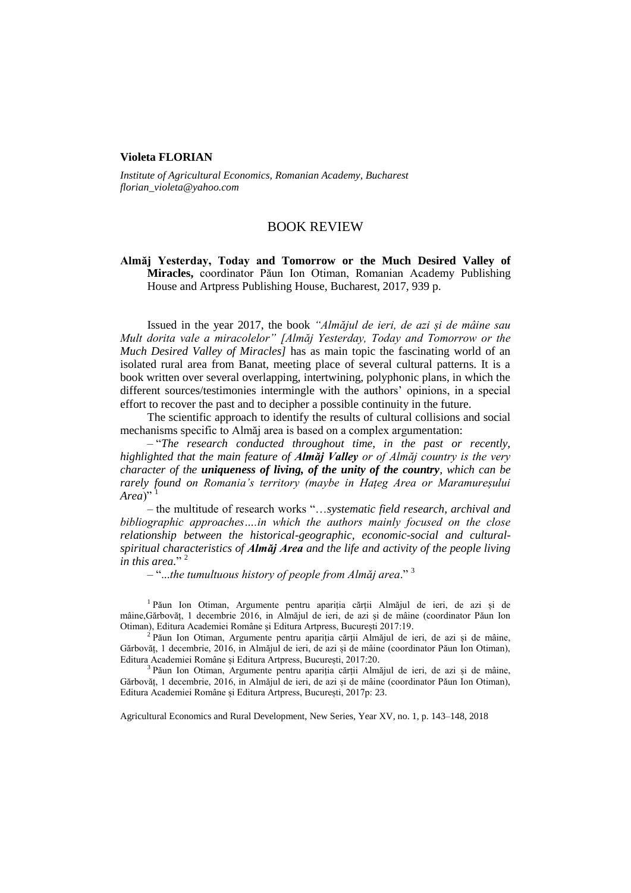**Violeta FLORIAN**

*Institute of Agricultural Economics, Romanian Academy, Bucharest*
*florian_violeta@yahoo.com*

# BOOK REVIEW

**Almăj Yesterday, Today and Tomorrow or the Much Desired Valley of Miracles,** coordinator Păun Ion Otiman, Romanian Academy Publishing House and Artpress Publishing House, Bucharest, 2017, 939 p.

Issued in the year 2017, the book *"Almăjul de ieri, de azi și de mâine sau Mult dorita vale a miracolelor" [Almăj Yesterday, Today and Tomorrow or the Much Desired Valley of Miracles]* has as main topic the fascinating world of an isolated rural area from Banat, meeting place of several cultural patterns. It is a book written over several overlapping, intertwining, polyphonic plans, in which the different sources/testimonies intermingle with the authors' opinions, in a special effort to recover the past and to decipher a possible continuity in the future.

The scientific approach to identify the results of cultural collisions and social mechanisms specific to Almăj area is based on a complex argumentation:

– "*The research conducted throughout time, in the past or recently, highlighted that the main feature of **Almăj Valley** or of Almăj country is the very character of the **uniqueness of living, of the unity of the country**, which can be rarely found on Romania's territory (maybe in Hațeg Area or Maramureșului Area*)" [1]

– the multitude of research works "…*systematic field research, archival and bibliographic approaches….in which the authors mainly focused on the close relationship between the historical-geographic, economic-social and cultural-spiritual characteristics of **Almăj Area** and the life and activity of the people living in this area.*" [2]

– "...*the tumultuous history of people from Almăj area*." [3]

[1] Păun Ion Otiman, Argumente pentru apariția cărții Almăjul de ieri, de azi și de mâine,Gărbovăț, 1 decembrie 2016, in Almăjul de ieri, de azi și de mâine (coordinator Păun Ion Otiman), Editura Academiei Române și Editura Artpress, București 2017:19.

[2] Păun Ion Otiman, Argumente pentru apariția cărții Almăjul de ieri, de azi și de mâine, Gărbovăț, 1 decembrie, 2016, in Almăjul de ieri, de azi și de mâine (coordinator Păun Ion Otiman), Editura Academiei Române și Editura Artpress, București, 2017:20.

[3] Păun Ion Otiman, Argumente pentru apariția cărții Almăjul de ieri, de azi și de mâine, Gărbovăț, 1 decembrie, 2016, in Almăjul de ieri, de azi și de mâine (coordinator Păun Ion Otiman), Editura Academiei Române și Editura Artpress, București, 2017p: 23.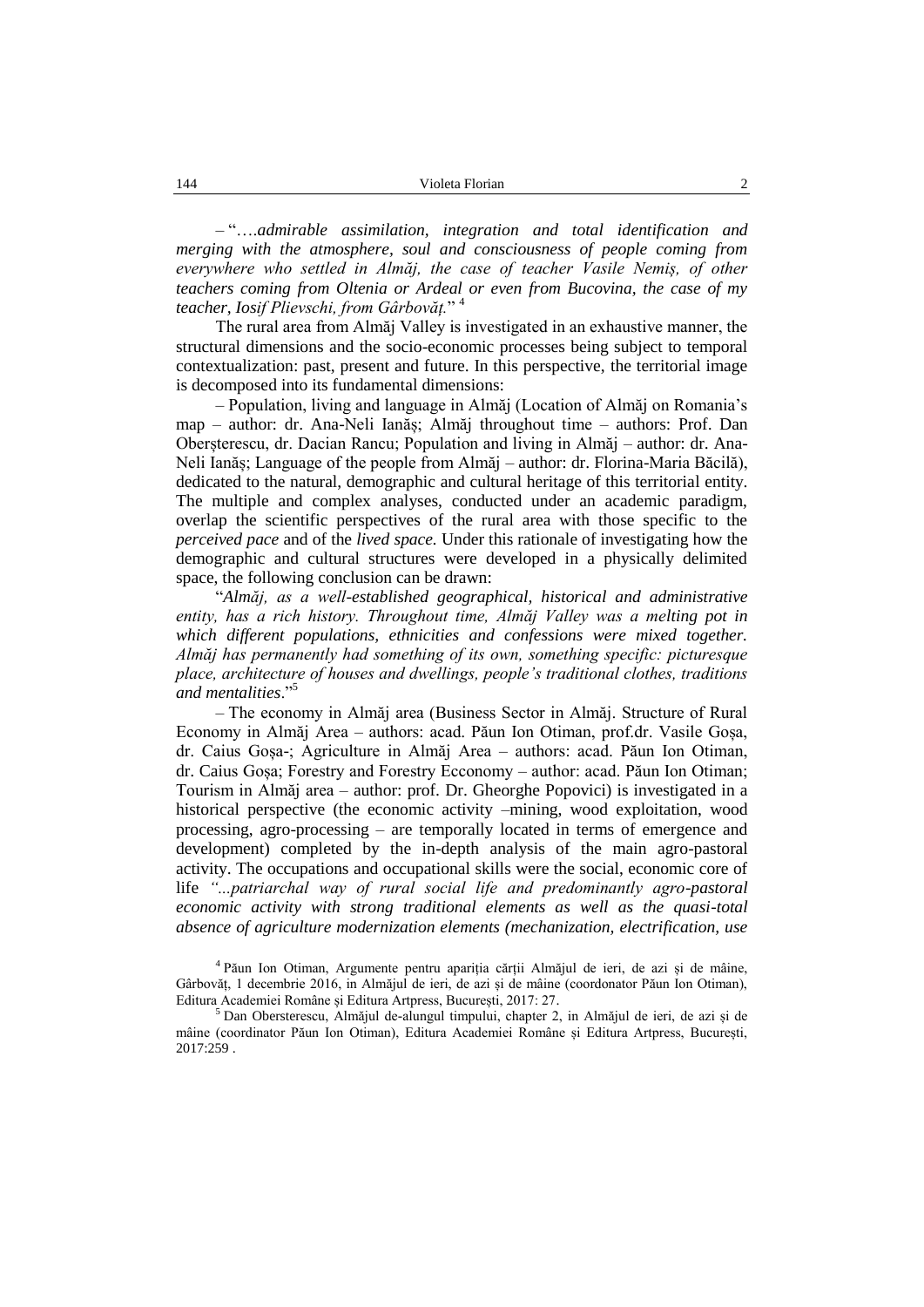– "….*admirable assimilation, integration and total identification and merging with the atmosphere, soul and consciousness of people coming from everywhere who settled in Almăj, the case of teacher Vasile Nemiş, of other teachers coming from Oltenia or Ardeal or even from Bucovina, the case of my teacher, Iosif Plievschi, from Gârbovăţ.*" [4]

The rural area from Almăj Valley is investigated in an exhaustive manner, the structural dimensions and the socio-economic processes being subject to temporal contextualization: past, present and future. In this perspective, the territorial image is decomposed into its fundamental dimensions:

– Population, living and language in Almăj (Location of Almăj on Romania's map – author: dr. Ana-Neli Ianăş; Almăj throughout time – authors: Prof. Dan Oberşterescu, dr. Dacian Rancu; Population and living in Almăj – author: dr. Ana-Neli Ianăş; Language of the people from Almăj – author: dr. Florina-Maria Băcilă), dedicated to the natural, demographic and cultural heritage of this territorial entity. The multiple and complex analyses, conducted under an academic paradigm, overlap the scientific perspectives of the rural area with those specific to the *perceived pace* and of the *lived space.* Under this rationale of investigating how the demographic and cultural structures were developed in a physically delimited space, the following conclusion can be drawn:

"*Almăj, as a well-established geographical, historical and administrative entity, has a rich history. Throughout time, Almăj Valley was a melting pot in which different populations, ethnicities and confessions were mixed together. Almăj has permanently had something of its own, something specific: picturesque place, architecture of houses and dwellings, people's traditional clothes, traditions and mentalities*."[5]

– The economy in Almăj area (Business Sector in Almăj. Structure of Rural Economy in Almăj Area – authors: acad. Păun Ion Otiman, prof.dr. Vasile Goşa, dr. Caius Goşa-; Agriculture in Almăj Area – authors: acad. Păun Ion Otiman, dr. Caius Goşa; Forestry and Forestry Ecconomy – author: acad. Păun Ion Otiman; Tourism in Almăj area – author: prof. Dr. Gheorghe Popovici) is investigated in a historical perspective (the economic activity –mining, wood exploitation, wood processing, agro-processing – are temporally located in terms of emergence and development) completed by the in-depth analysis of the main agro-pastoral activity. The occupations and occupational skills were the social, economic core of life *"...patriarchal way of rural social life and predominantly agro-pastoral economic activity with strong traditional elements as well as the quasi-total absence of agriculture modernization elements (mechanization, electrification, use*

[4] Păun Ion Otiman, Argumente pentru apariţia cărţii Almăjul de ieri, de azi şi de mâine, Gârbovăţ, 1 decembrie 2016, in Almăjul de ieri, de azi şi de mâine (coordonator Păun Ion Otiman), Editura Academiei Române şi Editura Artpress, Bucureşti, 2017: 27.

[5] Dan Obersterescu, Almăjul de-alungul timpului, chapter 2, in Almăjul de ieri, de azi şi de mâine (coordinator Păun Ion Otiman), Editura Academiei Române şi Editura Artpress, Bucureşti, 2017:259 .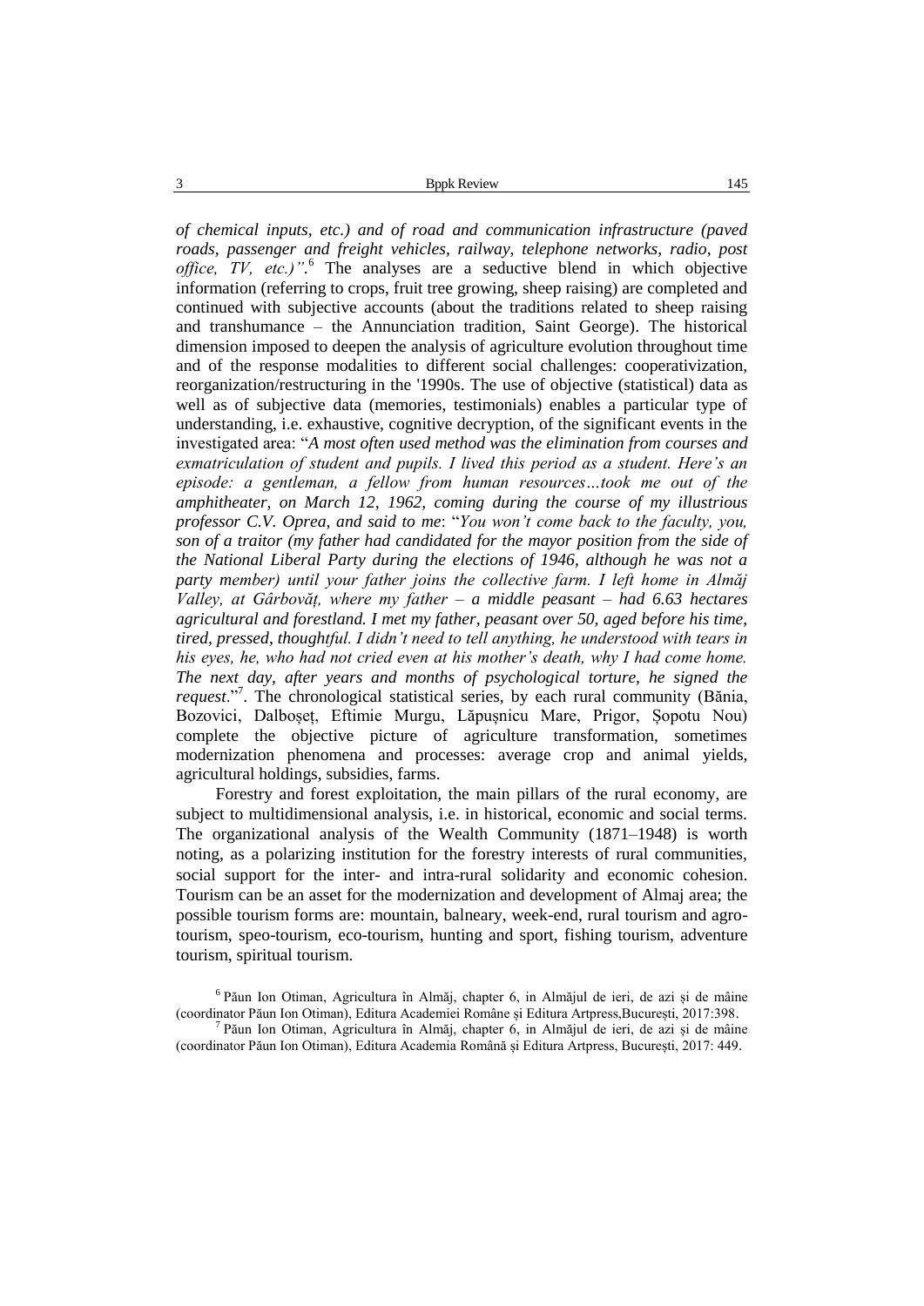*of chemical inputs, etc.) and of road and communication infrastructure (paved roads, passenger and freight vehicles, railway, telephone networks, radio, post office, TV, etc.)"*.[6] The analyses are a seductive blend in which objective information (referring to crops, fruit tree growing, sheep raising) are completed and continued with subjective accounts (about the traditions related to sheep raising and transhumance – the Annunciation tradition, Saint George). The historical dimension imposed to deepen the analysis of agriculture evolution throughout time and of the response modalities to different social challenges: cooperativization, reorganization/restructuring in the '1990s. The use of objective (statistical) data as well as of subjective data (memories, testimonials) enables a particular type of understanding, i.e. exhaustive, cognitive decryption, of the significant events in the investigated area: "*A most often used method was the elimination from courses and exmatriculation of student and pupils. I lived this period as a student. Here's an episode: a gentleman, a fellow from human resources…took me out of the amphitheater, on March 12, 1962, coming during the course of my illustrious professor C.V. Oprea, and said to me*: "*You won't come back to the faculty, you, son of a traitor (my father had candidated for the mayor position from the side of the National Liberal Party during the elections of 1946, although he was not a party member) until your father joins the collective farm. I left home in Almăj Valley, at Gârbovăț, where my father – a middle peasant – had 6.63 hectares agricultural and forestland. I met my father, peasant over 50, aged before his time, tired, pressed, thoughtful. I didn't need to tell anything, he understood with tears in his eyes, he, who had not cried even at his mother's death, why I had come home. The next day, after years and months of psychological torture, he signed the request*."[7]. The chronological statistical series, by each rural community (Bănia, Bozovici, Dalboșeț, Eftimie Murgu, Lăpușnicu Mare, Prigor, Șopotu Nou) complete the objective picture of agriculture transformation, sometimes modernization phenomena and processes: average crop and animal yields, agricultural holdings, subsidies, farms.

Forestry and forest exploitation, the main pillars of the rural economy, are subject to multidimensional analysis, i.e. in historical, economic and social terms. The organizational analysis of the Wealth Community (1871–1948) is worth noting, as a polarizing institution for the forestry interests of rural communities, social support for the inter- and intra-rural solidarity and economic cohesion. Tourism can be an asset for the modernization and development of Almaj area; the possible tourism forms are: mountain, balneary, week-end, rural tourism and agro-tourism, speo-tourism, eco-tourism, hunting and sport, fishing tourism, adventure tourism, spiritual tourism.

---

[6] Păun Ion Otiman, Agricultura în Almăj, chapter 6, in Almăjul de ieri, de azi și de mâine (coordinator Păun Ion Otiman), Editura Academiei Române și Editura Artpress,București, 2017:398.

[7] Păun Ion Otiman, Agricultura în Almăj, chapter 6, in Almăjul de ieri, de azi și de mâine (coordinator Păun Ion Otiman), Editura Academia Română și Editura Artpress, București, 2017: 449.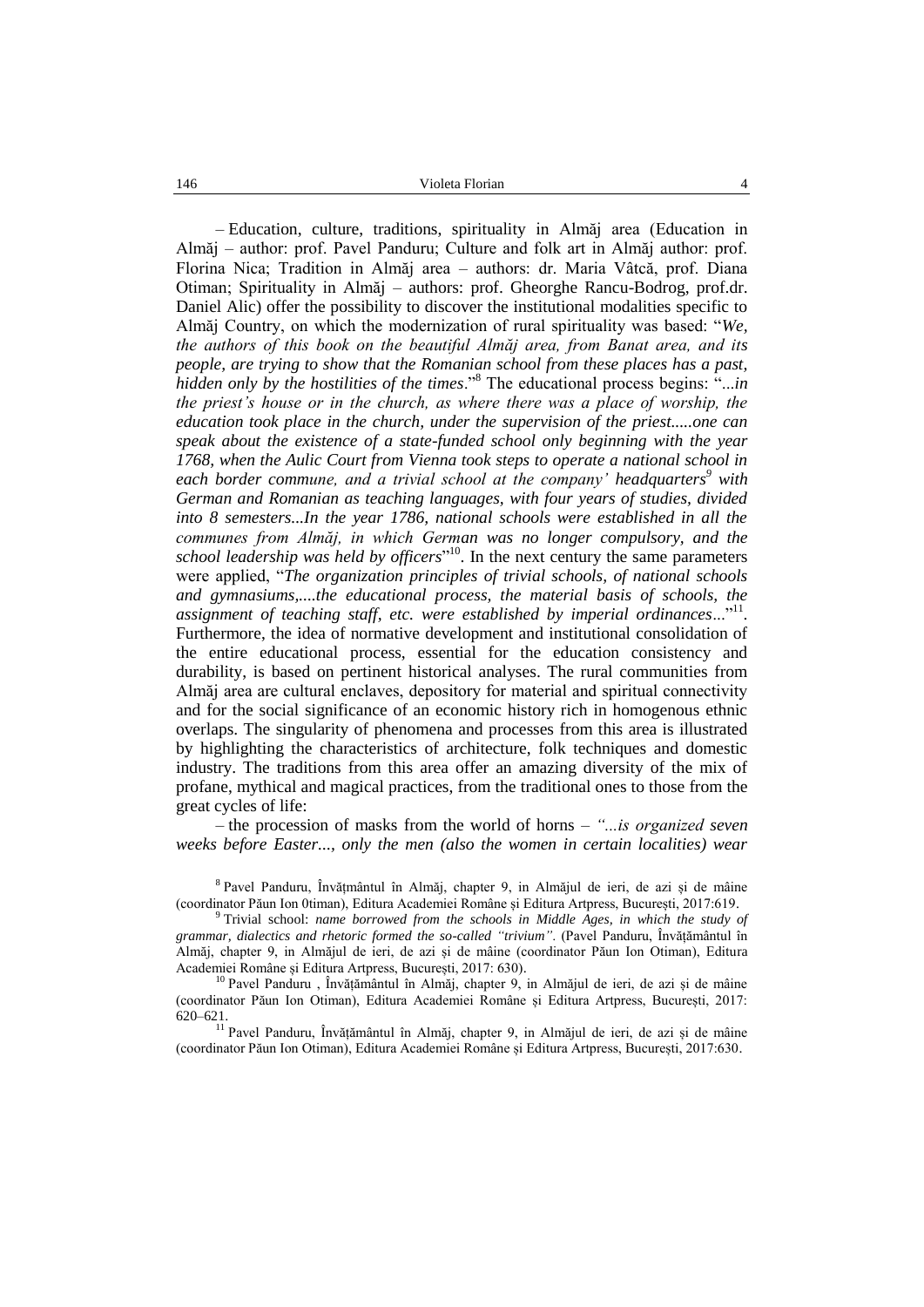– Education, culture, traditions, spirituality in Almăj area (Education in Almăj – author: prof. Pavel Panduru; Culture and folk art in Almăj author: prof. Florina Nica; Tradition in Almăj area – authors: dr. Maria Vâtcă, prof. Diana Otiman; Spirituality in Almăj – authors: prof. Gheorghe Rancu-Bodrog, prof.dr. Daniel Alic) offer the possibility to discover the institutional modalities specific to Almăj Country, on which the modernization of rural spirituality was based: "*We, the authors of this book on the beautiful Almăj area, from Banat area, and its people, are trying to show that the Romanian school from these places has a past, hidden only by the hostilities of the times*."[8] The educational process begins: "*...in the priest's house or in the church, as where there was a place of worship, the education took place in the church, under the supervision of the priest.....one can speak about the existence of a state-funded school only beginning with the year 1768, when the Aulic Court from Vienna took steps to operate a national school in each border commune, and a trivial school at the company' headquarters*[9] *with German and Romanian as teaching languages, with four years of studies, divided into 8 semesters...In the year 1786, national schools were established in all the communes from Almăj, in which German was no longer compulsory, and the school leadership was held by officers*"[10]. In the next century the same parameters were applied, "*The organization principles of trivial schools, of national schools and gymnasiums,....the educational process, the material basis of schools, the assignment of teaching staff, etc. were established by imperial ordinances*..."[11]. Furthermore, the idea of normative development and institutional consolidation of the entire educational process, essential for the education consistency and durability, is based on pertinent historical analyses. The rural communities from Almăj area are cultural enclaves, depository for material and spiritual connectivity and for the social significance of an economic history rich in homogenous ethnic overlaps. The singularity of phenomena and processes from this area is illustrated by highlighting the characteristics of architecture, folk techniques and domestic industry. The traditions from this area offer an amazing diversity of the mix of profane, mythical and magical practices, from the traditional ones to those from the great cycles of life:

– the procession of masks from the world of horns – *"...is organized seven weeks before Easter..., only the men (also the women in certain localities) wear*

---

[8] Pavel Panduru, Învățmântul în Almăj, chapter 9, in Almăjul de ieri, de azi și de mâine (coordinator Păun Ion 0timan), Editura Academiei Române și Editura Artpress, București, 2017:619.

[9] Trivial school: *name borrowed from the schools in Middle Ages, in which the study of grammar, dialectics and rhetoric formed the so-called "trivium".* (Pavel Panduru, Învățământul în Almăj, chapter 9, in Almăjul de ieri, de azi și de mâine (coordinator Păun Ion Otiman), Editura Academiei Române și Editura Artpress, București, 2017: 630).

[10] Pavel Panduru , Învățământul în Almăj, chapter 9, in Almăjul de ieri, de azi și de mâine (coordinator Păun Ion Otiman), Editura Academiei Române și Editura Artpress, București, 2017: 620–621.

[11] Pavel Panduru, Învățământul în Almăj, chapter 9, in Almăjul de ieri, de azi și de mâine (coordinator Păun Ion Otiman), Editura Academiei Române și Editura Artpress, București, 2017:630.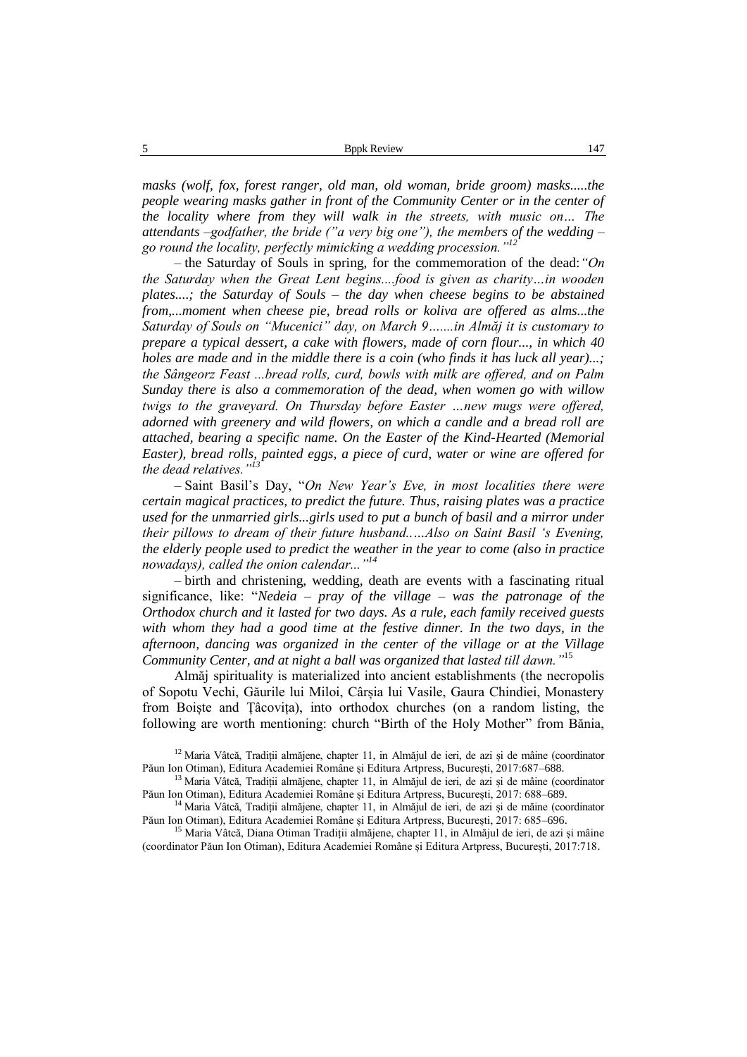*masks (wolf, fox, forest ranger, old man, old woman, bride groom) masks.....the people wearing masks gather in front of the Community Center or in the center of the locality where from they will walk in the streets, with music on… The attendants –godfather, the bride ("a very big one"), the members of the wedding – go round the locality, perfectly mimicking a wedding procession."*[12]

– the Saturday of Souls in spring, for the commemoration of the dead: *"On the Saturday when the Great Lent begins....food is given as charity…in wooden plates....; the Saturday of Souls – the day when cheese begins to be abstained from,...moment when cheese pie, bread rolls or koliva are offered as alms...the Saturday of Souls on "Mucenici" day, on March 9…....in Almăj it is customary to prepare a typical dessert, a cake with flowers, made of corn flour..., in which 40 holes are made and in the middle there is a coin (who finds it has luck all year)...; the Sângeorz Feast ...bread rolls, curd, bowls with milk are offered, and on Palm Sunday there is also a commemoration of the dead, when women go with willow twigs to the graveyard. On Thursday before Easter …new mugs were offered, adorned with greenery and wild flowers, on which a candle and a bread roll are attached, bearing a specific name. On the Easter of the Kind-Hearted (Memorial Easter), bread rolls, painted eggs, a piece of curd, water or wine are offered for the dead relatives."*[13]

– Saint Basil's Day, "*On New Year's Eve, in most localities there were certain magical practices, to predict the future. Thus, raising plates was a practice used for the unmarried girls...girls used to put a bunch of basil and a mirror under their pillows to dream of their future husband.….Also on Saint Basil 's Evening, the elderly people used to predict the weather in the year to come (also in practice nowadays), called the onion calendar..."*[14]

– birth and christening, wedding, death are events with a fascinating ritual significance, like: "*Nedeia – pray of the village – was the patronage of the Orthodox church and it lasted for two days. As a rule, each family received guests with whom they had a good time at the festive dinner. In the two days, in the afternoon, dancing was organized in the center of the village or at the Village Community Center, and at night a ball was organized that lasted till dawn."*[15]

Almăj spirituality is materialized into ancient establishments (the necropolis of Sopotu Vechi, Găurile lui Miloi, Cârșia lui Vasile, Gaura Chindiei, Monastery from Boiște and Țâcovița), into orthodox churches (on a random listing, the following are worth mentioning: church "Birth of the Holy Mother" from Bănia,

[12] Maria Vâtcă, Tradiții almăjene, chapter 11, in Almăjul de ieri, de azi și de mâine (coordinator Păun Ion Otiman), Editura Academiei Române și Editura Artpress, București, 2017:687–688.

[13] Maria Vâtcă, Tradiții almăjene, chapter 11, in Almăjul de ieri, de azi și de mâine (coordinator Păun Ion Otiman), Editura Academiei Române și Editura Artpress, București, 2017: 688–689.

[14] Maria Vâtcă, Tradiții almăjene, chapter 11, in Almăjul de ieri, de azi și de măine (coordinator Păun Ion Otiman), Editura Academiei Române și Editura Artpress, București, 2017: 685–696.

[15] Maria Vâtcă, Diana Otiman Tradiții almăjene, chapter 11, in Almăjul de ieri, de azi și mâine (coordinator Păun Ion Otiman), Editura Academiei Române și Editura Artpress, București, 2017:718.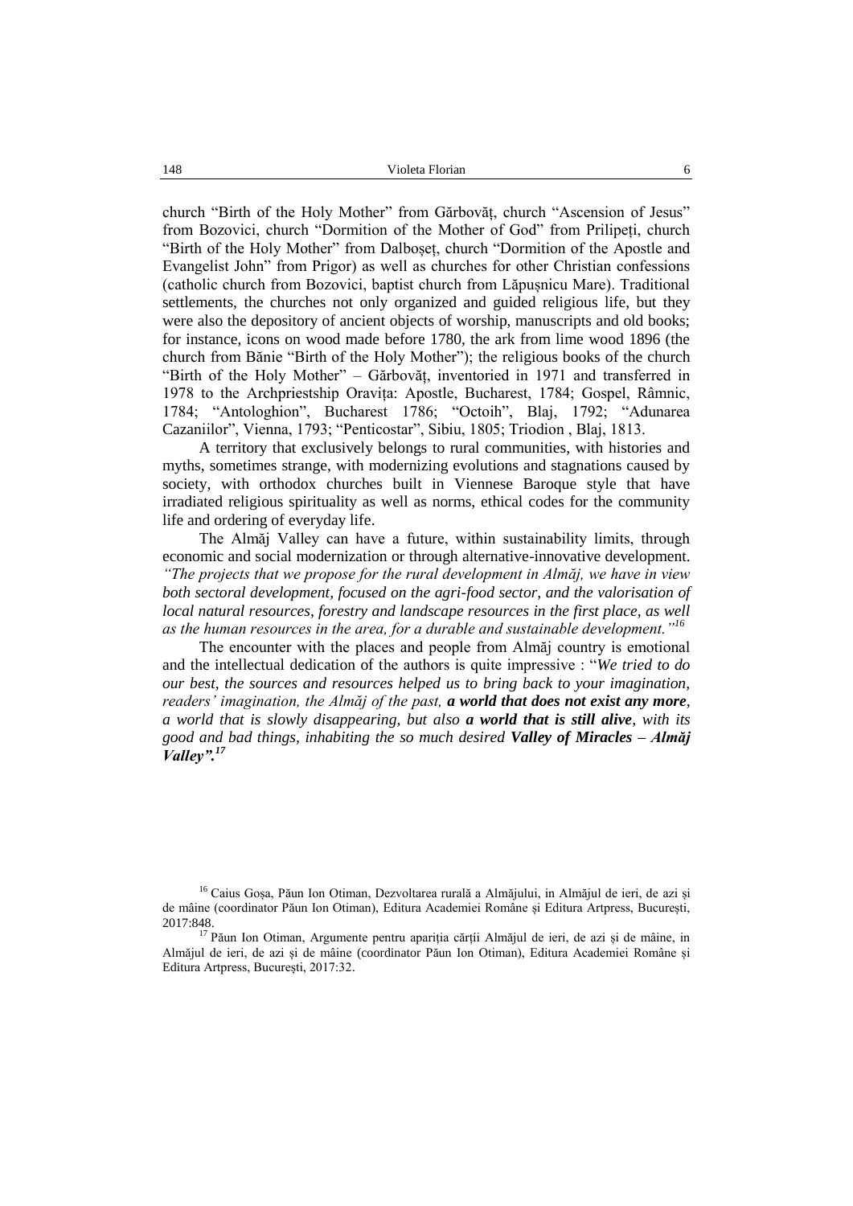church "Birth of the Holy Mother" from Gărbovăț, church "Ascension of Jesus" from Bozovici, church "Dormition of the Mother of God" from Prilipeți, church "Birth of the Holy Mother" from Dalboșeț, church "Dormition of the Apostle and Evangelist John" from Prigor) as well as churches for other Christian confessions (catholic church from Bozovici, baptist church from Lăpușnicu Mare). Traditional settlements, the churches not only organized and guided religious life, but they were also the depository of ancient objects of worship, manuscripts and old books; for instance, icons on wood made before 1780, the ark from lime wood 1896 (the church from Bănie "Birth of the Holy Mother"); the religious books of the church "Birth of the Holy Mother" – Gărbovăț, inventoried in 1971 and transferred in 1978 to the Archpriestship Oravița: Apostle, Bucharest, 1784; Gospel, Râmnic, 1784; "Antologhion", Bucharest 1786; "Octoih", Blaj, 1792; "Adunarea Cazaniilor", Vienna, 1793; "Penticostar", Sibiu, 1805; Triodion , Blaj, 1813.

A territory that exclusively belongs to rural communities, with histories and myths, sometimes strange, with modernizing evolutions and stagnations caused by society, with orthodox churches built in Viennese Baroque style that have irradiated religious spirituality as well as norms, ethical codes for the community life and ordering of everyday life.

The Almăj Valley can have a future, within sustainability limits, through economic and social modernization or through alternative-innovative development. *"The projects that we propose for the rural development in Almăj, we have in view both sectoral development, focused on the agri-food sector, and the valorisation of local natural resources, forestry and landscape resources in the first place, as well as the human resources in the area, for a durable and sustainable development."*[16]

The encounter with the places and people from Almăj country is emotional and the intellectual dedication of the authors is quite impressive : "*We tried to do our best, the sources and resources helped us to bring back to your imagination, readers' imagination, the Almăj of the past,* ***a world that does not exist any more****, a world that is slowly disappearing, but also* ***a world that is still alive****, with its good and bad things, inhabiting the so much desired* ***Valley of Miracles – Almăj Valley".***[17]

---

[16] Caius Goșa, Păun Ion Otiman, Dezvoltarea rurală a Almăjului, in Almăjul de ieri, de azi și de mâine (coordinator Păun Ion Otiman), Editura Academiei Române și Editura Artpress, București, 2017:848.

[17] Păun Ion Otiman, Argumente pentru apariția cărții Almăjul de ieri, de azi și de mâine, in Almăjul de ieri, de azi și de mâine (coordinator Păun Ion Otiman), Editura Academiei Române și Editura Artpress, București, 2017:32.